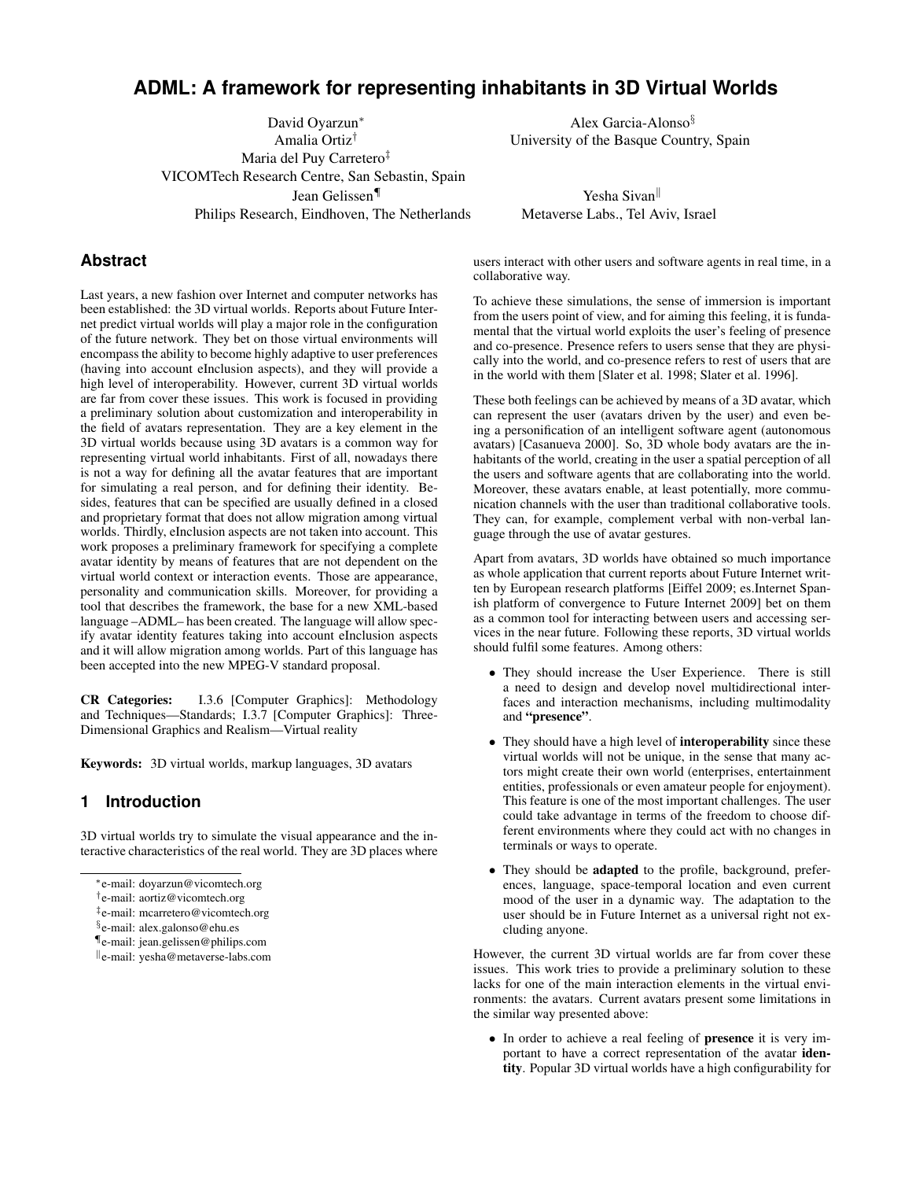# ADML: A framework for representing inhabitants in 3D Virtual Worlds

David Oyarzun[*]
Amalia Ortiz[†]
Maria del Puy Carretero[‡]
VICOMTech Research Centre, San Sebastin, Spain

Alex Garcia-Alonso[§]
University of the Basque Country, Spain

Jean Gelissen[¶]
Philips Research, Eindhoven, The Netherlands

Yesha Sivan[‖]
Metaverse Labs., Tel Aviv, Israel

## Abstract

Last years, a new fashion over Internet and computer networks has been established: the 3D virtual worlds. Reports about Future Internet predict virtual worlds will play a major role in the configuration of the future network. They bet on those virtual environments will encompass the ability to become highly adaptive to user preferences (having into account eInclusion aspects), and they will provide a high level of interoperability. However, current 3D virtual worlds are far from cover these issues. This work is focused in providing a preliminary solution about customization and interoperability in the field of avatars representation. They are a key element in the 3D virtual worlds because using 3D avatars is a common way for representing virtual world inhabitants. First of all, nowadays there is not a way for defining all the avatar features that are important for simulating a real person, and for defining their identity. Besides, features that can be specified are usually defined in a closed and proprietary format that does not allow migration among virtual worlds. Thirdly, eInclusion aspects are not taken into account. This work proposes a preliminary framework for specifying a complete avatar identity by means of features that are not dependent on the virtual world context or interaction events. Those are appearance, personality and communication skills. Moreover, for providing a tool that describes the framework, the base for a new XML-based language –ADML– has been created. The language will allow specify avatar identity features taking into account eInclusion aspects and it will allow migration among worlds. Part of this language has been accepted into the new MPEG-V standard proposal.

**CR Categories:** I.3.6 [Computer Graphics]: Methodology and Techniques—Standards; I.3.7 [Computer Graphics]: Three-Dimensional Graphics and Realism—Virtual reality

**Keywords:** 3D virtual worlds, markup languages, 3D avatars

## 1 Introduction

3D virtual worlds try to simulate the visual appearance and the interactive characteristics of the real world. They are 3D places where users interact with other users and software agents in real time, in a collaborative way.

To achieve these simulations, the sense of immersion is important from the users point of view, and for aiming this feeling, it is fundamental that the virtual world exploits the user's feeling of presence and co-presence. Presence refers to users sense that they are physically into the world, and co-presence refers to rest of users that are in the world with them [Slater et al. 1998; Slater et al. 1996].

These both feelings can be achieved by means of a 3D avatar, which can represent the user (avatars driven by the user) and even being a personification of an intelligent software agent (autonomous avatars) [Casanueva 2000]. So, 3D whole body avatars are the inhabitants of the world, creating in the user a spatial perception of all the users and software agents that are collaborating into the world. Moreover, these avatars enable, at least potentially, more communication channels with the user than traditional collaborative tools. They can, for example, complement verbal with non-verbal language through the use of avatar gestures.

Apart from avatars, 3D worlds have obtained so much importance as whole application that current reports about Future Internet written by European research platforms [Eiffel 2009; es.Internet Spanish platform of convergence to Future Internet 2009] bet on them as a common tool for interacting between users and accessing services in the near future. Following these reports, 3D virtual worlds should fulfil some features. Among others:

- They should increase the User Experience. There is still a need to design and develop novel multidirectional interfaces and interaction mechanisms, including multimodality and **"presence"**.
- They should have a high level of **interoperability** since these virtual worlds will not be unique, in the sense that many actors might create their own world (enterprises, entertainment entities, professionals or even amateur people for enjoyment). This feature is one of the most important challenges. The user could take advantage in terms of the freedom to choose different environments where they could act with no changes in terminals or ways to operate.
- They should be **adapted** to the profile, background, preferences, language, space-temporal location and even current mood of the user in a dynamic way. The adaptation to the user should be in Future Internet as a universal right not excluding anyone.

However, the current 3D virtual worlds are far from cover these issues. This work tries to provide a preliminary solution to these lacks for one of the main interaction elements in the virtual environments: the avatars. Current avatars present some limitations in the similar way presented above:

- In order to achieve a real feeling of **presence** it is very important to have a correct representation of the avatar **identity**. Popular 3D virtual worlds have a high configurability for

[*] e-mail: doyarzun@vicomtech.org
[†] e-mail: aortiz@vicomtech.org
[‡] e-mail: mcarretero@vicomtech.org
[§] e-mail: alex.galonso@ehu.es
[¶] e-mail: jean.gelissen@philips.com
[‖] e-mail: yesha@metaverse-labs.com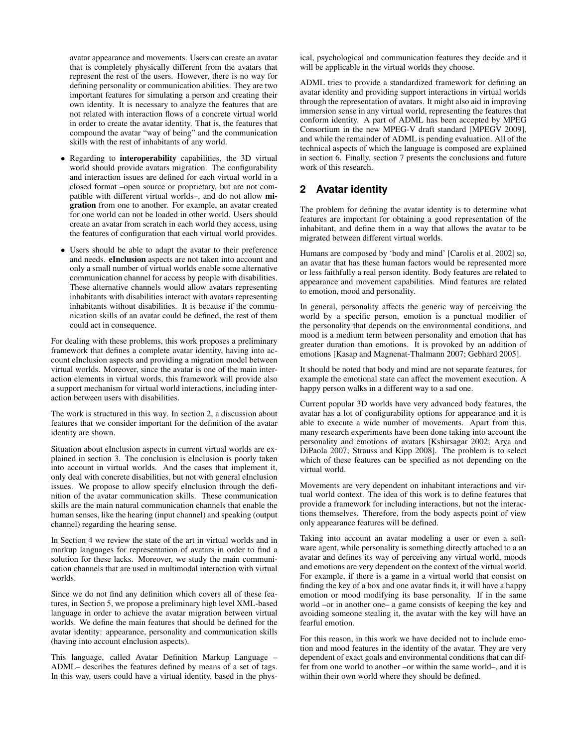avatar appearance and movements. Users can create an avatar that is completely physically different from the avatars that represent the rest of the users. However, there is no way for defining personality or communication abilities. They are two important features for simulating a person and creating their own identity. It is necessary to analyze the features that are not related with interaction flows of a concrete virtual world in order to create the avatar identity. That is, the features that compound the avatar "way of being" and the communication skills with the rest of inhabitants of any world.

- Regarding to **interoperability** capabilities, the 3D virtual world should provide avatars migration. The configurability and interaction issues are defined for each virtual world in a closed format –open source or proprietary, but are not compatible with different virtual worlds–, and do not allow **migration** from one to another. For example, an avatar created for one world can not be loaded in other world. Users should create an avatar from scratch in each world they access, using the features of configuration that each virtual world provides.
- Users should be able to adapt the avatar to their preference and needs. **eInclusion** aspects are not taken into account and only a small number of virtual worlds enable some alternative communication channel for access by people with disabilities. These alternative channels would allow avatars representing inhabitants with disabilities interact with avatars representing inhabitants without disabilities. It is because if the communication skills of an avatar could be defined, the rest of them could act in consequence.

For dealing with these problems, this work proposes a preliminary framework that defines a complete avatar identity, having into account eInclusion aspects and providing a migration model between virtual worlds. Moreover, since the avatar is one of the main interaction elements in virtual words, this framework will provide also a support mechanism for virtual world interactions, including interaction between users with disabilities.

The work is structured in this way. In section 2, a discussion about features that we consider important for the definition of the avatar identity are shown.

Situation about eInclusion aspects in current virtual worlds are explained in section 3. The conclusion is eInclusion is poorly taken into account in virtual worlds. And the cases that implement it, only deal with concrete disabilities, but not with general eInclusion issues. We propose to allow specify eInclusion through the definition of the avatar communication skills. These communication skills are the main natural communication channels that enable the human senses, like the hearing (input channel) and speaking (output channel) regarding the hearing sense.

In Section 4 we review the state of the art in virtual worlds and in markup languages for representation of avatars in order to find a solution for these lacks. Moreover, we study the main communication channels that are used in multimodal interaction with virtual worlds.

Since we do not find any definition which covers all of these features, in Section 5, we propose a preliminary high level XML-based language in order to achieve the avatar migration between virtual worlds. We define the main features that should be defined for the avatar identity: appearance, personality and communication skills (having into account eInclusion aspects).

This language, called Avatar Definition Markup Language –ADML– describes the features defined by means of a set of tags. In this way, users could have a virtual identity, based in the physical, psychological and communication features they decide and it will be applicable in the virtual worlds they choose.

ADML tries to provide a standardized framework for defining an avatar identity and providing support interactions in virtual worlds through the representation of avatars. It might also aid in improving immersion sense in any virtual world, representing the features that conform identity. A part of ADML has been accepted by MPEG Consortium in the new MPEG-V draft standard [MPEGV 2009], and while the remainder of ADML is pending evaluation. All of the technical aspects of which the language is composed are explained in section 6. Finally, section 7 presents the conclusions and future work of this research.

## 2 Avatar identity

The problem for defining the avatar identity is to determine what features are important for obtaining a good representation of the inhabitant, and define them in a way that allows the avatar to be migrated between different virtual worlds.

Humans are composed by 'body and mind' [Carolis et al. 2002] so, an avatar that has these human factors would be represented more or less faithfully a real person identity. Body features are related to appearance and movement capabilities. Mind features are related to emotion, mood and personality.

In general, personality affects the generic way of perceiving the world by a specific person, emotion is a punctual modifier of the personality that depends on the environmental conditions, and mood is a medium term between personality and emotion that has greater duration than emotions. It is provoked by an addition of emotions [Kasap and Magnenat-Thalmann 2007; Gebhard 2005].

It should be noted that body and mind are not separate features, for example the emotional state can affect the movement execution. A happy person walks in a different way to a sad one.

Current popular 3D worlds have very advanced body features, the avatar has a lot of configurability options for appearance and it is able to execute a wide number of movements. Apart from this, many research experiments have been done taking into account the personality and emotions of avatars [Kshirsagar 2002; Arya and DiPaola 2007; Strauss and Kipp 2008]. The problem is to select which of these features can be specified as not depending on the virtual world.

Movements are very dependent on inhabitant interactions and virtual world context. The idea of this work is to define features that provide a framework for including interactions, but not the interactions themselves. Therefore, from the body aspects point of view only appearance features will be defined.

Taking into account an avatar modeling a user or even a software agent, while personality is something directly attached to a an avatar and defines its way of perceiving any virtual world, moods and emotions are very dependent on the context of the virtual world. For example, if there is a game in a virtual world that consist on finding the key of a box and one avatar finds it, it will have a happy emotion or mood modifying its base personality. If in the same world –or in another one– a game consists of keeping the key and avoiding someone stealing it, the avatar with the key will have an fearful emotion.

For this reason, in this work we have decided not to include emotion and mood features in the identity of the avatar. They are very dependent of exact goals and environmental conditions that can differ from one world to another –or within the same world–, and it is within their own world where they should be defined.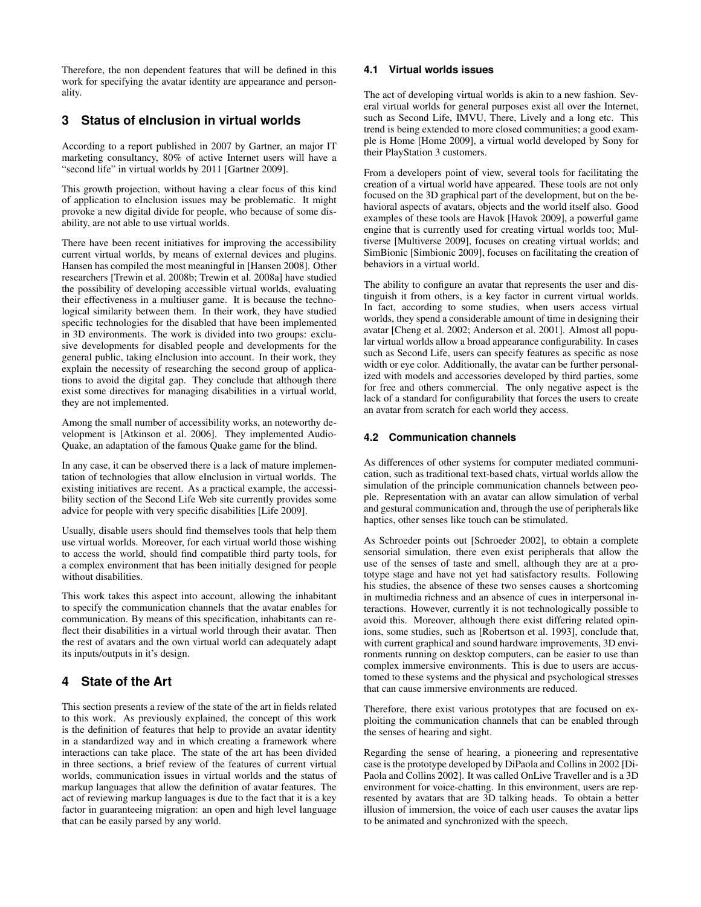Therefore, the non dependent features that will be defined in this work for specifying the avatar identity are appearance and personality.

## 3 Status of eInclusion in virtual worlds

According to a report published in 2007 by Gartner, an major IT marketing consultancy, 80% of active Internet users will have a "second life" in virtual worlds by 2011 [Gartner 2009].

This growth projection, without having a clear focus of this kind of application to eInclusion issues may be problematic. It might provoke a new digital divide for people, who because of some disability, are not able to use virtual worlds.

There have been recent initiatives for improving the accessibility current virtual worlds, by means of external devices and plugins. Hansen has compiled the most meaningful in [Hansen 2008]. Other researchers [Trewin et al. 2008b; Trewin et al. 2008a] have studied the possibility of developing accessible virtual worlds, evaluating their effectiveness in a multiuser game. It is because the technological similarity between them. In their work, they have studied specific technologies for the disabled that have been implemented in 3D environments. The work is divided into two groups: exclusive developments for disabled people and developments for the general public, taking eInclusion into account. In their work, they explain the necessity of researching the second group of applications to avoid the digital gap. They conclude that although there exist some directives for managing disabilities in a virtual world, they are not implemented.

Among the small number of accessibility works, an noteworthy development is [Atkinson et al. 2006]. They implemented AudioQuake, an adaptation of the famous Quake game for the blind.

In any case, it can be observed there is a lack of mature implementation of technologies that allow eInclusion in virtual worlds. The existing initiatives are recent. As a practical example, the accessibility section of the Second Life Web site currently provides some advice for people with very specific disabilities [Life 2009].

Usually, disable users should find themselves tools that help them use virtual worlds. Moreover, for each virtual world those wishing to access the world, should find compatible third party tools, for a complex environment that has been initially designed for people without disabilities.

This work takes this aspect into account, allowing the inhabitant to specify the communication channels that the avatar enables for communication. By means of this specification, inhabitants can reflect their disabilities in a virtual world through their avatar. Then the rest of avatars and the own virtual world can adequately adapt its inputs/outputs in it's design.

## 4 State of the Art

This section presents a review of the state of the art in fields related to this work. As previously explained, the concept of this work is the definition of features that help to provide an avatar identity in a standardized way and in which creating a framework where interactions can take place. The state of the art has been divided in three sections, a brief review of the features of current virtual worlds, communication issues in virtual worlds and the status of markup languages that allow the definition of avatar features. The act of reviewing markup languages is due to the fact that it is a key factor in guaranteeing migration: an open and high level language that can be easily parsed by any world.

### 4.1 Virtual worlds issues

The act of developing virtual worlds is akin to a new fashion. Several virtual worlds for general purposes exist all over the Internet, such as Second Life, IMVU, There, Lively and a long etc. This trend is being extended to more closed communities; a good example is Home [Home 2009], a virtual world developed by Sony for their PlayStation 3 customers.

From a developers point of view, several tools for facilitating the creation of a virtual world have appeared. These tools are not only focused on the 3D graphical part of the development, but on the behavioral aspects of avatars, objects and the world itself also. Good examples of these tools are Havok [Havok 2009], a powerful game engine that is currently used for creating virtual worlds too; Multiverse [Multiverse 2009], focuses on creating virtual worlds; and SimBionic [Simbionic 2009], focuses on facilitating the creation of behaviors in a virtual world.

The ability to configure an avatar that represents the user and distinguish it from others, is a key factor in current virtual worlds. In fact, according to some studies, when users access virtual worlds, they spend a considerable amount of time in designing their avatar [Cheng et al. 2002; Anderson et al. 2001]. Almost all popular virtual worlds allow a broad appearance configurability. In cases such as Second Life, users can specify features as specific as nose width or eye color. Additionally, the avatar can be further personalized with models and accessories developed by third parties, some for free and others commercial. The only negative aspect is the lack of a standard for configurability that forces the users to create an avatar from scratch for each world they access.

### 4.2 Communication channels

As differences of other systems for computer mediated communication, such as traditional text-based chats, virtual worlds allow the simulation of the principle communication channels between people. Representation with an avatar can allow simulation of verbal and gestural communication and, through the use of peripherals like haptics, other senses like touch can be stimulated.

As Schroeder points out [Schroeder 2002], to obtain a complete sensorial simulation, there even exist peripherals that allow the use of the senses of taste and smell, although they are at a prototype stage and have not yet had satisfactory results. Following his studies, the absence of these two senses causes a shortcoming in multimedia richness and an absence of cues in interpersonal interactions. However, currently it is not technologically possible to avoid this. Moreover, although there exist differing related opinions, some studies, such as [Robertson et al. 1993], conclude that, with current graphical and sound hardware improvements, 3D environments running on desktop computers, can be easier to use than complex immersive environments. This is due to users are accustomed to these systems and the physical and psychological stresses that can cause immersive environments are reduced.

Therefore, there exist various prototypes that are focused on exploiting the communication channels that can be enabled through the senses of hearing and sight.

Regarding the sense of hearing, a pioneering and representative case is the prototype developed by DiPaola and Collins in 2002 [DiPaola and Collins 2002]. It was called OnLive Traveller and is a 3D environment for voice-chatting. In this environment, users are represented by avatars that are 3D talking heads. To obtain a better illusion of immersion, the voice of each user causes the avatar lips to be animated and synchronized with the speech.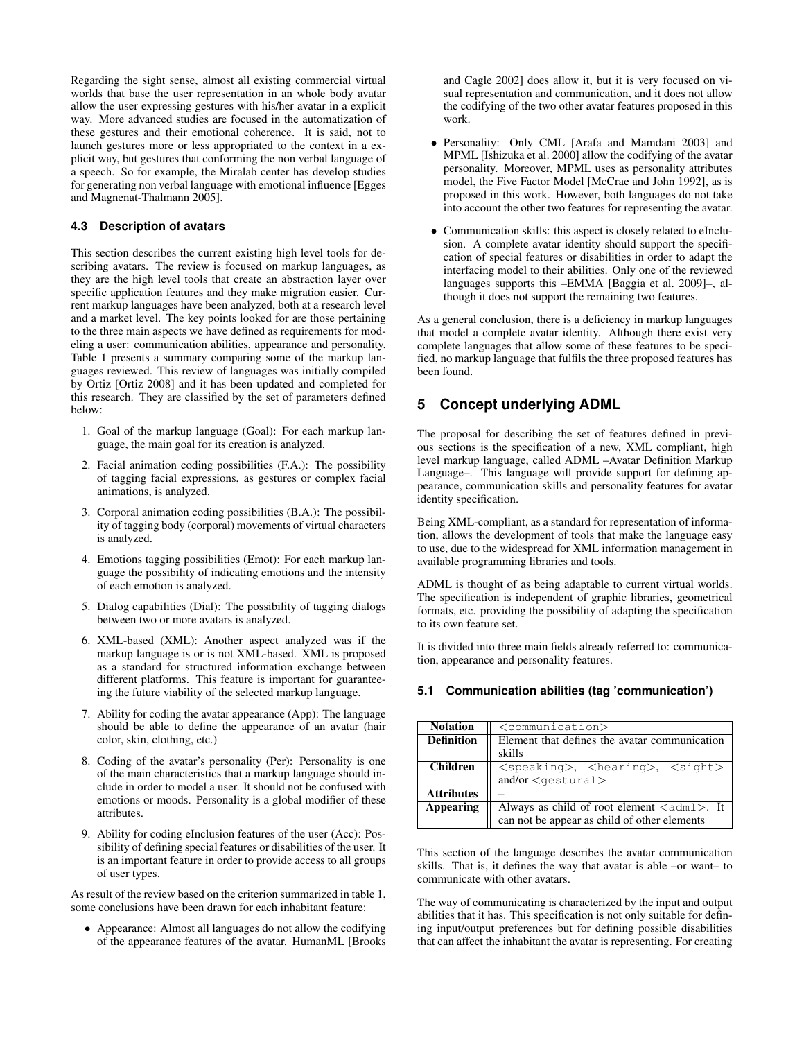Regarding the sight sense, almost all existing commercial virtual worlds that base the user representation in an whole body avatar allow the user expressing gestures with his/her avatar in a explicit way. More advanced studies are focused in the automatization of these gestures and their emotional coherence. It is said, not to launch gestures more or less appropriated to the context in a explicit way, but gestures that conforming the non verbal language of a speech. So for example, the Miralab center has develop studies for generating non verbal language with emotional influence [Egges and Magnenat-Thalmann 2005].

### 4.3 Description of avatars

This section describes the current existing high level tools for describing avatars. The review is focused on markup languages, as they are the high level tools that create an abstraction layer over specific application features and they make migration easier. Current markup languages have been analyzed, both at a research level and a market level. The key points looked for are those pertaining to the three main aspects we have defined as requirements for modeling a user: communication abilities, appearance and personality. Table 1 presents a summary comparing some of the markup languages reviewed. This review of languages was initially compiled by Ortiz [Ortiz 2008] and it has been updated and completed for this research. They are classified by the set of parameters defined below:

1. Goal of the markup language (Goal): For each markup language, the main goal for its creation is analyzed.
2. Facial animation coding possibilities (F.A.): The possibility of tagging facial expressions, as gestures or complex facial animations, is analyzed.
3. Corporal animation coding possibilities (B.A.): The possibility of tagging body (corporal) movements of virtual characters is analyzed.
4. Emotions tagging possibilities (Emot): For each markup language the possibility of indicating emotions and the intensity of each emotion is analyzed.
5. Dialog capabilities (Dial): The possibility of tagging dialogs between two or more avatars is analyzed.
6. XML-based (XML): Another aspect analyzed was if the markup language is or is not XML-based. XML is proposed as a standard for structured information exchange between different platforms. This feature is important for guaranteeing the future viability of the selected markup language.
7. Ability for coding the avatar appearance (App): The language should be able to define the appearance of an avatar (hair color, skin, clothing, etc.)
8. Coding of the avatar's personality (Per): Personality is one of the main characteristics that a markup language should include in order to model a user. It should not be confused with emotions or moods. Personality is a global modifier of these attributes.
9. Ability for coding eInclusion features of the user (Acc): Possibility of defining special features or disabilities of the user. It is an important feature in order to provide access to all groups of user types.

As result of the review based on the criterion summarized in table 1, some conclusions have been drawn for each inhabitant feature:

- Appearance: Almost all languages do not allow the codifying of the appearance features of the avatar. HumanML [Brooks and Cagle 2002] does allow it, but it is very focused on visual representation and communication, and it does not allow the codifying of the two other avatar features proposed in this work.
- Personality: Only CML [Arafa and Mamdani 2003] and MPML [Ishizuka et al. 2000] allow the codifying of the avatar personality. Moreover, MPML uses as personality attributes model, the Five Factor Model [McCrae and John 1992], as is proposed in this work. However, both languages do not take into account the other two features for representing the avatar.
- Communication skills: this aspect is closely related to eInclusion. A complete avatar identity should support the specification of special features or disabilities in order to adapt the interfacing model to their abilities. Only one of the reviewed languages supports this –EMMA [Baggia et al. 2009]–, although it does not support the remaining two features.

As a general conclusion, there is a deficiency in markup languages that model a complete avatar identity. Although there exist very complete languages that allow some of these features to be specified, no markup language that fulfils the three proposed features has been found.

## 5 Concept underlying ADML

The proposal for describing the set of features defined in previous sections is the specification of a new, XML compliant, high level markup language, called ADML –Avatar Definition Markup Language–. This language will provide support for defining appearance, communication skills and personality features for avatar identity specification.

Being XML-compliant, as a standard for representation of information, allows the development of tools that make the language easy to use, due to the widespread for XML information management in available programming libraries and tools.

ADML is thought of as being adaptable to current virtual worlds. The specification is independent of graphic libraries, geometrical formats, etc. providing the possibility of adapting the specification to its own feature set.

It is divided into three main fields already referred to: communication, appearance and personality features.

### 5.1 Communication abilities (tag 'communication')

| **Notation** | `<communication>` |
|---|---|
| **Definition** | Element that defines the avatar communication skills |
| **Children** | `<speaking>`, `<hearing>`, `<sight>` and/or `<gestural>` |
| **Attributes** | – |
| **Appearing** | Always as child of root element `<adml>`. It can not be appear as child of other elements |

This section of the language describes the avatar communication skills. That is, it defines the way that avatar is able –or want– to communicate with other avatars.

The way of communicating is characterized by the input and output abilities that it has. This specification is not only suitable for defining input/output preferences but for defining possible disabilities that can affect the inhabitant the avatar is representing. For creating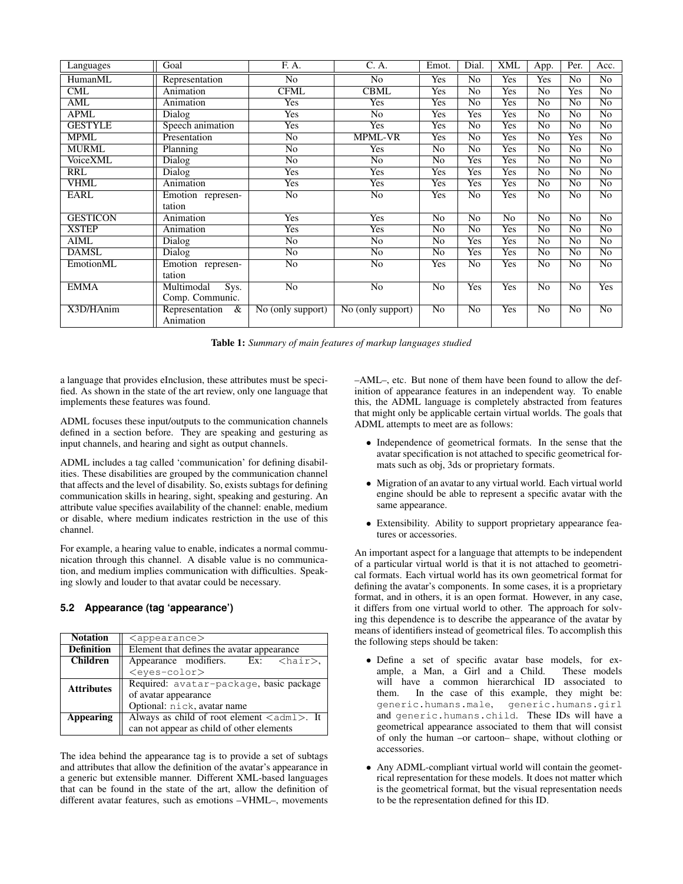| Languages | Goal | F. A. | C. A. | Emot. | Dial. | XML | App. | Per. | Acc. |
|---|---|---|---|---|---|---|---|---|---|
| HumanML | Representation | No | No | Yes | No | Yes | Yes | No | No |
| CML | Animation | CFML | CBML | Yes | No | Yes | No | Yes | No |
| AML | Animation | Yes | Yes | Yes | No | Yes | No | No | No |
| APML | Dialog | Yes | No | Yes | Yes | Yes | No | No | No |
| GESTYLE | Speech animation | Yes | Yes | Yes | No | Yes | No | No | No |
| MPML | Presentation | No | MPML-VR | Yes | No | Yes | No | Yes | No |
| MURML | Planning | No | Yes | No | No | Yes | No | No | No |
| VoiceXML | Dialog | No | No | No | Yes | Yes | No | No | No |
| RRL | Dialog | Yes | Yes | Yes | Yes | Yes | No | No | No |
| VHML | Animation | Yes | Yes | Yes | Yes | Yes | No | No | No |
| EARL | Emotion representation | No | No | Yes | No | Yes | No | No | No |
| GESTICON | Animation | Yes | Yes | No | No | No | No | No | No |
| XSTEP | Animation | Yes | Yes | No | No | Yes | No | No | No |
| AIML | Dialog | No | No | No | Yes | Yes | No | No | No |
| DAMSL | Dialog | No | No | No | Yes | Yes | No | No | No |
| EmotionML | Emotion representation | No | No | Yes | No | Yes | No | No | No |
| EMMA | Multimodal Sys. Comp. Communic. | No | No | No | Yes | Yes | No | No | Yes |
| X3D/HAnim | Representation & Animation | No (only support) | No (only support) | No | No | Yes | No | No | No |

**Table 1:** *Summary of main features of markup languages studied*

a language that provides eInclusion, these attributes must be specified. As shown in the state of the art review, only one language that implements these features was found.

ADML focuses these input/outputs to the communication channels defined in a section before. They are speaking and gesturing as input channels, and hearing and sight as output channels.

ADML includes a tag called 'communication' for defining disabilities. These disabilities are grouped by the communication channel that affects and the level of disability. So, exists subtags for defining communication skills in hearing, sight, speaking and gesturing. An attribute value specifies availability of the channel: enable, medium or disable, where medium indicates restriction in the use of this channel.

For example, a hearing value to enable, indicates a normal communication through this channel. A disable value is no communication, and medium implies communication with difficulties. Speaking slowly and louder to that avatar could be necessary.

### 5.2 Appearance (tag 'appearance')

| **Notation** | `<appearance>` |
|---|---|
| **Definition** | Element that defines the avatar appearance |
| **Children** | Appearance modifiers. Ex: `<hair>`, `<eyes-color>` |
| **Attributes** | Required: `avatar-package`, basic package of avatar appearance<br>Optional: `nick`, avatar name |
| **Appearing** | Always as child of root element `<adml>`. It can not appear as child of other elements |

The idea behind the appearance tag is to provide a set of subtags and attributes that allow the definition of the avatar's appearance in a generic but extensible manner. Different XML-based languages that can be found in the state of the art, allow the definition of different avatar features, such as emotions –VHML–, movements –AML–, etc. But none of them have been found to allow the definition of appearance features in an independent way. To enable this, the ADML language is completely abstracted from features that might only be applicable certain virtual worlds. The goals that ADML attempts to meet are as follows:

- Independence of geometrical formats. In the sense that the avatar specification is not attached to specific geometrical formats such as obj, 3ds or proprietary formats.
- Migration of an avatar to any virtual world. Each virtual world engine should be able to represent a specific avatar with the same appearance.
- Extensibility. Ability to support proprietary appearance features or accessories.

An important aspect for a language that attempts to be independent of a particular virtual world is that it is not attached to geometrical formats. Each virtual world has its own geometrical format for defining the avatar's components. In some cases, it is a proprietary format, and in others, it is an open format. However, in any case, it differs from one virtual world to other. The approach for solving this dependence is to describe the appearance of the avatar by means of identifiers instead of geometrical files. To accomplish this the following steps should be taken:

- Define a set of specific avatar base models, for example, a Man, a Girl and a Child. These models will have a common hierarchical ID associated to them. In the case of this example, they might be: `generic.humans.male`, `generic.humans.girl` and `generic.humans.child`. These IDs will have a geometrical appearance associated to them that will consist of only the human –or cartoon– shape, without clothing or accessories.
- Any ADML-compliant virtual world will contain the geometrical representation for these models. It does not matter which is the geometrical format, but the visual representation needs to be the representation defined for this ID.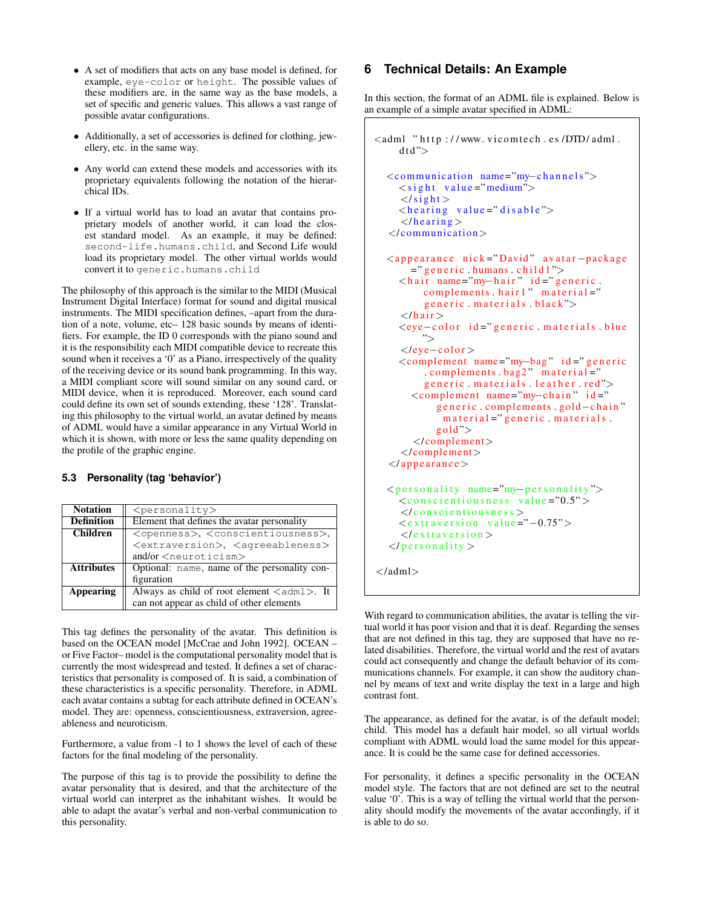- A set of modifiers that acts on any base model is defined, for example, `eye-color` or `height`. The possible values of these modifiers are, in the same way as the base models, a set of specific and generic values. This allows a vast range of possible avatar configurations.

- Additionally, a set of accessories is defined for clothing, jewellery, etc. in the same way.

- Any world can extend these models and accessories with its proprietary equivalents following the notation of the hierarchical IDs.

- If a virtual world has to load an avatar that contains proprietary models of another world, it can load the closest standard model. As an example, it may be defined: `second-life.humans.child`, and Second Life would load its proprietary model. The other virtual worlds would convert it to `generic.humans.child`

The philosophy of this approach is the similar to the MIDI (Musical Instrument Digital Interface) format for sound and digital musical instruments. The MIDI specification defines, –apart from the duration of a note, volume, etc– 128 basic sounds by means of identifiers. For example, the ID 0 corresponds with the piano sound and it is the responsibility each MIDI compatible device to recreate this sound when it receives a '0' as a Piano, irrespectively of the quality of the receiving device or its sound bank programming. In this way, a MIDI compliant score will sound similar on any sound card, or MIDI device, when it is reproduced. Moreover, each sound card could define its own set of sounds extending, these '128'. Translating this philosophy to the virtual world, an avatar defined by means of ADML would have a similar appearance in any Virtual World in which it is shown, with more or less the same quality depending on the profile of the graphic engine.

### 5.3 Personality (tag 'behavior')

| Notation | `<personality>` |
|---|---|
| **Definition** | Element that defines the avatar personality |
| **Children** | `<openness>`, `<conscientiousness>`, `<extraversion>`, `<agreeableness>` and/or `<neuroticism>` |
| **Attributes** | Optional: `name`, name of the personality configuration |
| **Appearing** | Always as child of root element `<adml>`. It can not appear as child of other elements |

This tag defines the personality of the avatar. This definition is based on the OCEAN model [McCrae and John 1992]. OCEAN –or Five Factor– model is the computational personality model that is currently the most widespread and tested. It defines a set of characteristics that personality is composed of. It is said, a combination of these characteristics is a specific personality. Therefore, in ADML each avatar contains a subtag for each attribute defined in OCEAN's model. They are: openness, conscientiousness, extraversion, agreeableness and neuroticism.

Furthermore, a value from -1 to 1 shows the level of each of these factors for the final modeling of the personality.

The purpose of this tag is to provide the possibility to define the avatar personality that is desired, and that the architecture of the virtual world can interpret as the inhabitant wishes. It would be able to adapt the avatar's verbal and non-verbal communication to this personality.

## 6 Technical Details: An Example

In this section, the format of an ADML file is explained. Below is an example of a simple avatar specified in ADML:

```
<adml "http://www.vicomtech.es/DTD/adml.
    dtd">

  <communication name="my-channels">
    <sight value="medium">
    </sight>
    <hearing value="disable">
    </hearing>
  </communication>

  <appearance nick="David" avatar-package
      ="generic.humans.child1">
    <hair name="my-hair" id="generic.
        complements.hair1" material="
        generic.materials.black">
    </hair>
    <eye-color id="generic.materials.blue
        ">
    </eye-color>
    <complement name="my-bag" id="generic
        .complements.bag2" material="
        generic.materials.leather.red">
      <complement name="my-chain" id="
          generic.complements.gold-chain"
          material="generic.materials.
          gold">
      </complement>
    </complement>
  </appearance>

  <personality name="my-personality">
    <conscientiousness value="0.5">
    </conscientiousness>
    <extraversion value="-0.75">
    </extraversion>
  </personality>

</adml>
```

With regard to communication abilities, the avatar is telling the virtual world it has poor vision and that it is deaf. Regarding the senses that are not defined in this tag, they are supposed that have no related disabilities. Therefore, the virtual world and the rest of avatars could act consequently and change the default behavior of its communications channels. For example, it can show the auditory channel by means of text and write display the text in a large and high contrast font.

The appearance, as defined for the avatar, is of the default model; child. This model has a default hair model, so all virtual worlds compliant with ADML would load the same model for this appearance. It is could be the same case for defined accessories.

For personality, it defines a specific personality in the OCEAN model style. The factors that are not defined are set to the neutral value '0'. This is a way of telling the virtual world that the personality should modify the movements of the avatar accordingly, if it is able to do so.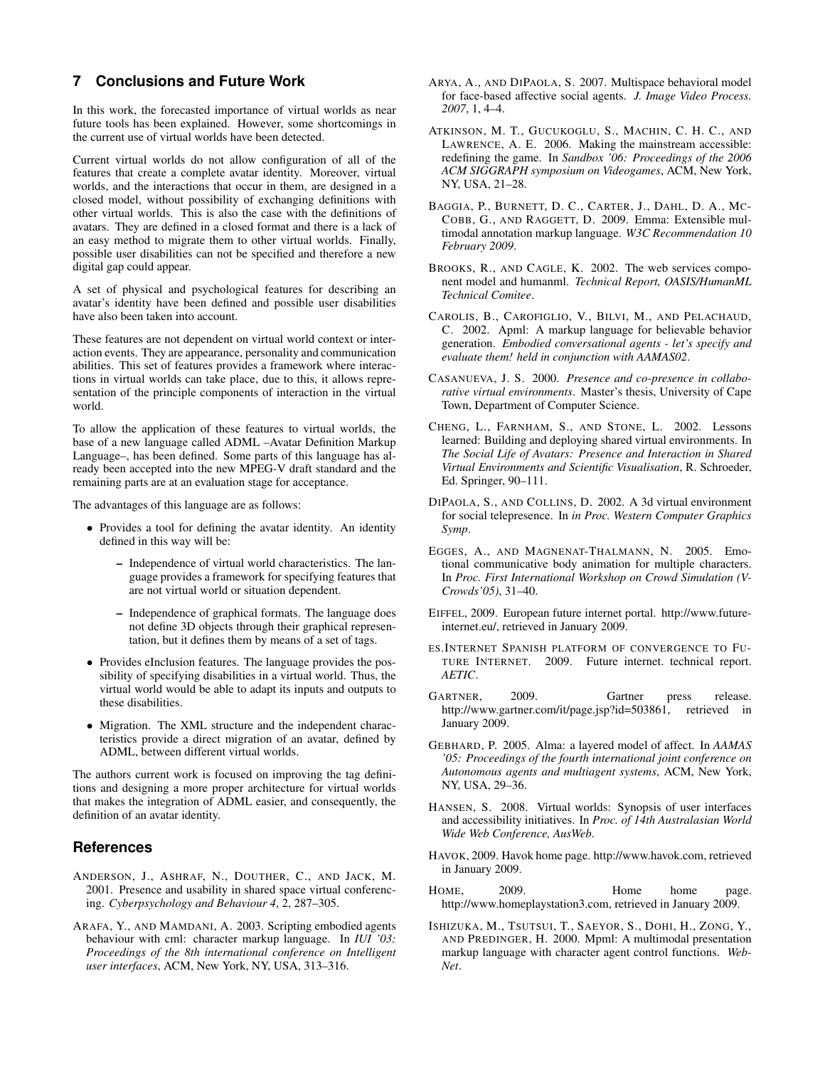## 7 Conclusions and Future Work

In this work, the forecasted importance of virtual worlds as near future tools has been explained. However, some shortcomings in the current use of virtual worlds have been detected.

Current virtual worlds do not allow configuration of all of the features that create a complete avatar identity. Moreover, virtual worlds, and the interactions that occur in them, are designed in a closed model, without possibility of exchanging definitions with other virtual worlds. This is also the case with the definitions of avatars. They are defined in a closed format and there is a lack of an easy method to migrate them to other virtual worlds. Finally, possible user disabilities can not be specified and therefore a new digital gap could appear.

A set of physical and psychological features for describing an avatar's identity have been defined and possible user disabilities have also been taken into account.

These features are not dependent on virtual world context or interaction events. They are appearance, personality and communication abilities. This set of features provides a framework where interactions in virtual worlds can take place, due to this, it allows representation of the principle components of interaction in the virtual world.

To allow the application of these features to virtual worlds, the base of a new language called ADML –Avatar Definition Markup Language–, has been defined. Some parts of this language has already been accepted into the new MPEG-V draft standard and the remaining parts are at an evaluation stage for acceptance.

The advantages of this language are as follows:

- Provides a tool for defining the avatar identity. An identity defined in this way will be:
  - Independence of virtual world characteristics. The language provides a framework for specifying features that are not virtual world or situation dependent.
  - Independence of graphical formats. The language does not define 3D objects through their graphical representation, but it defines them by means of a set of tags.
- Provides eInclusion features. The language provides the possibility of specifying disabilities in a virtual world. Thus, the virtual world would be able to adapt its inputs and outputs to these disabilities.
- Migration. The XML structure and the independent characteristics provide a direct migration of an avatar, defined by ADML, between different virtual worlds.

The authors current work is focused on improving the tag definitions and designing a more proper architecture for virtual worlds that makes the integration of ADML easier, and consequently, the definition of an avatar identity.

## References

ANDERSON, J., ASHRAF, N., DOUTHER, C., AND JACK, M. 2001. Presence and usability in shared space virtual conferencing. *Cyberpsychology and Behaviour 4*, 2, 287–305.

ARAFA, Y., AND MAMDANI, A. 2003. Scripting embodied agents behaviour with cml: character markup language. In *IUI '03: Proceedings of the 8th international conference on Intelligent user interfaces*, ACM, New York, NY, USA, 313–316.

ARYA, A., AND DIPAOLA, S. 2007. Multispace behavioral model for face-based affective social agents. *J. Image Video Process. 2007*, 1, 4–4.

ATKINSON, M. T., GUCUKOGLU, S., MACHIN, C. H. C., AND LAWRENCE, A. E. 2006. Making the mainstream accessible: redefining the game. In *Sandbox '06: Proceedings of the 2006 ACM SIGGRAPH symposium on Videogames*, ACM, New York, NY, USA, 21–28.

BAGGIA, P., BURNETT, D. C., CARTER, J., DAHL, D. A., MCCOBB, G., AND RAGGETT, D. 2009. Emma: Extensible multimodal annotation markup language. *W3C Recommendation 10 February 2009*.

BROOKS, R., AND CAGLE, K. 2002. The web services component model and humanml. *Technical Report, OASIS/HumanML Technical Comitee*.

CAROLIS, B., CAROFIGLIO, V., BILVI, M., AND PELACHAUD, C. 2002. Apml: A markup language for believable behavior generation. *Embodied conversational agents - let's specify and evaluate them! held in conjunction with AAMAS02*.

CASANUEVA, J. S. 2000. *Presence and co-presence in collaborative virtual environments*. Master's thesis, University of Cape Town, Department of Computer Science.

CHENG, L., FARNHAM, S., AND STONE, L. 2002. Lessons learned: Building and deploying shared virtual environments. In *The Social Life of Avatars: Presence and Interaction in Shared Virtual Environments and Scientific Visualisation*, R. Schroeder, Ed. Springer, 90–111.

DIPAOLA, S., AND COLLINS, D. 2002. A 3d virtual environment for social telepresence. In *in Proc. Western Computer Graphics Symp*.

EGGES, A., AND MAGNENAT-THALMANN, N. 2005. Emotional communicative body animation for multiple characters. In *Proc. First International Workshop on Crowd Simulation (V-Crowds'05)*, 31–40.

EIFFEL, 2009. European future internet portal. http://www.future-internet.eu/, retrieved in January 2009.

ES.INTERNET SPANISH PLATFORM OF CONVERGENCE TO FUTURE INTERNET. 2009. Future internet. technical report. *AETIC*.

GARTNER, 2009. Gartner press release. http://www.gartner.com/it/page.jsp?id=503861, retrieved in January 2009.

GEBHARD, P. 2005. Alma: a layered model of affect. In *AAMAS '05: Proceedings of the fourth international joint conference on Autonomous agents and multiagent systems*, ACM, New York, NY, USA, 29–36.

HANSEN, S. 2008. Virtual worlds: Synopsis of user interfaces and accessibility initiatives. In *Proc. of 14th Australasian World Wide Web Conference, AusWeb*.

HAVOK, 2009. Havok home page. http://www.havok.com, retrieved in January 2009.

HOME, 2009. Home home page. http://www.homeplaystation3.com, retrieved in January 2009.

ISHIZUKA, M., TSUTSUI, T., SAEYOR, S., DOHI, H., ZONG, Y., AND PREDINGER, H. 2000. Mpml: A multimodal presentation markup language with character agent control functions. *WebNet*.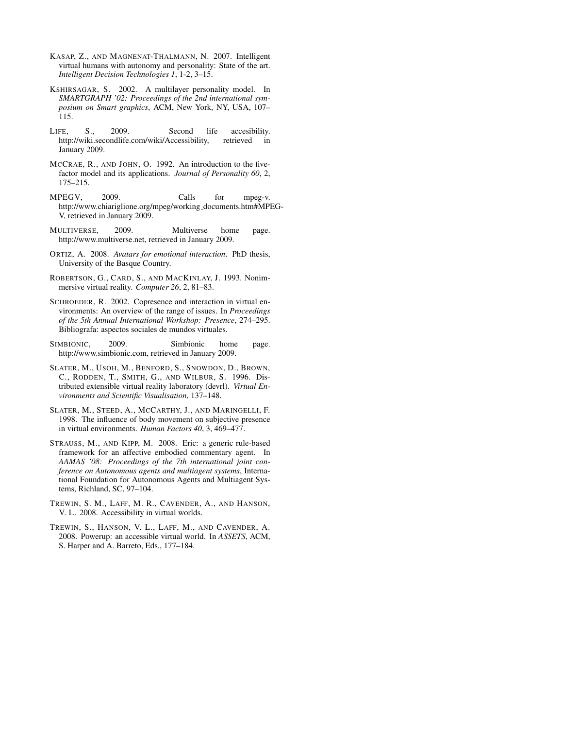KASAP, Z., AND MAGNENAT-THALMANN, N. 2007. Intelligent virtual humans with autonomy and personality: State of the art. *Intelligent Decision Technologies 1*, 1-2, 3–15.

KSHIRSAGAR, S. 2002. A multilayer personality model. In *SMARTGRAPH '02: Proceedings of the 2nd international symposium on Smart graphics*, ACM, New York, NY, USA, 107–115.

LIFE, S., 2009. Second life accesibility. http://wiki.secondlife.com/wiki/Accessibility, retrieved in January 2009.

MCCRAE, R., AND JOHN, O. 1992. An introduction to the five-factor model and its applications. *Journal of Personality 60*, 2, 175–215.

MPEGV, 2009. Calls for mpeg-v. http://www.chiariglione.org/mpeg/working_documents.htm#MPEG-V, retrieved in January 2009.

MULTIVERSE, 2009. Multiverse home page. http://www.multiverse.net, retrieved in January 2009.

ORTIZ, A. 2008. *Avatars for emotional interaction*. PhD thesis, University of the Basque Country.

ROBERTSON, G., CARD, S., AND MACKINLAY, J. 1993. Nonimmersive virtual reality. *Computer 26*, 2, 81–83.

SCHROEDER, R. 2002. Copresence and interaction in virtual environments: An overview of the range of issues. In *Proceedings of the 5th Annual International Workshop: Presence*, 274–295. Bibliografa: aspectos sociales de mundos virtuales.

SIMBIONIC, 2009. Simbionic home page. http://www.simbionic.com, retrieved in January 2009.

SLATER, M., USOH, M., BENFORD, S., SNOWDON, D., BROWN, C., RODDEN, T., SMITH, G., AND WILBUR, S. 1996. Distributed extensible virtual reality laboratory (devrl). *Virtual Environments and Scientific Visualisation*, 137–148.

SLATER, M., STEED, A., MCCARTHY, J., AND MARINGELLI, F. 1998. The influence of body movement on subjective presence in virtual environments. *Human Factors 40*, 3, 469–477.

STRAUSS, M., AND KIPP, M. 2008. Eric: a generic rule-based framework for an affective embodied commentary agent. In *AAMAS '08: Proceedings of the 7th international joint conference on Autonomous agents and multiagent systems*, International Foundation for Autonomous Agents and Multiagent Systems, Richland, SC, 97–104.

TREWIN, S. M., LAFF, M. R., CAVENDER, A., AND HANSON, V. L. 2008. Accessibility in virtual worlds.

TREWIN, S., HANSON, V. L., LAFF, M., AND CAVENDER, A. 2008. Powerup: an accessible virtual world. In *ASSETS*, ACM, S. Harper and A. Barreto, Eds., 177–184.